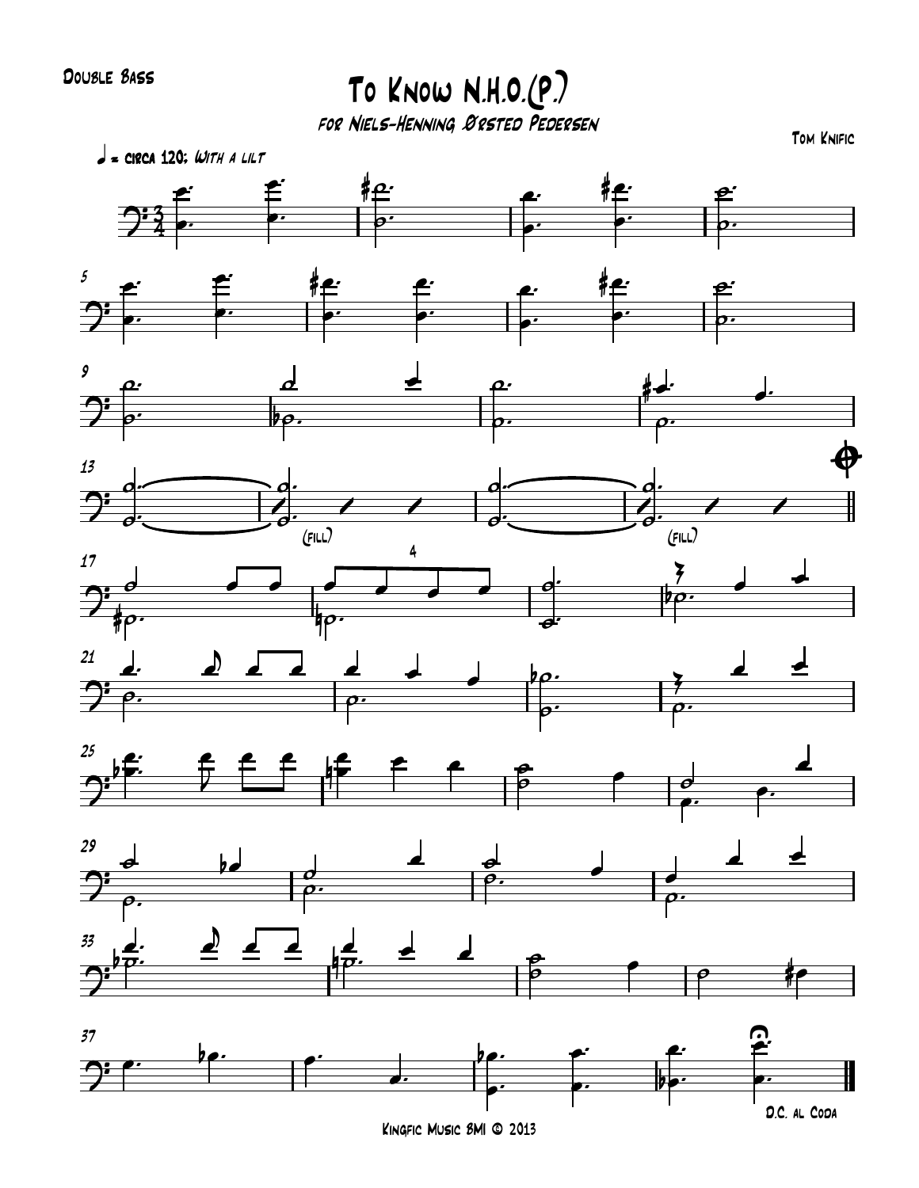Double Bass

# To Know N.H.O.(P.)

### for Niels-Henning Ørsted Pedersen

Tom Knific

♩ = circa 120; *With a lilt*

(fill)

(fill)

D.C. al Coda

Kingfic Music BMI © 2013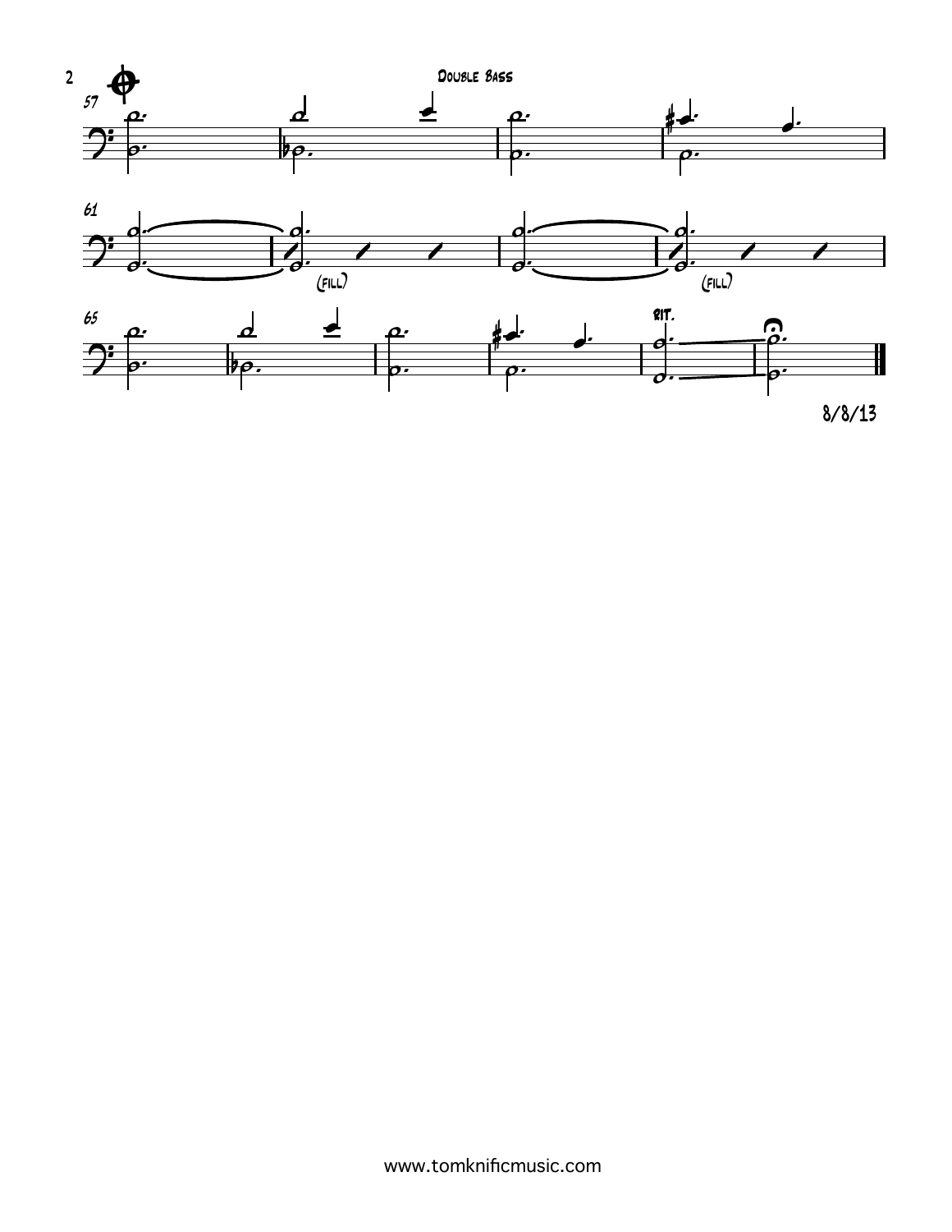Double Bass

57

61

(fill)

(fill)

65

rit.

8/8/13